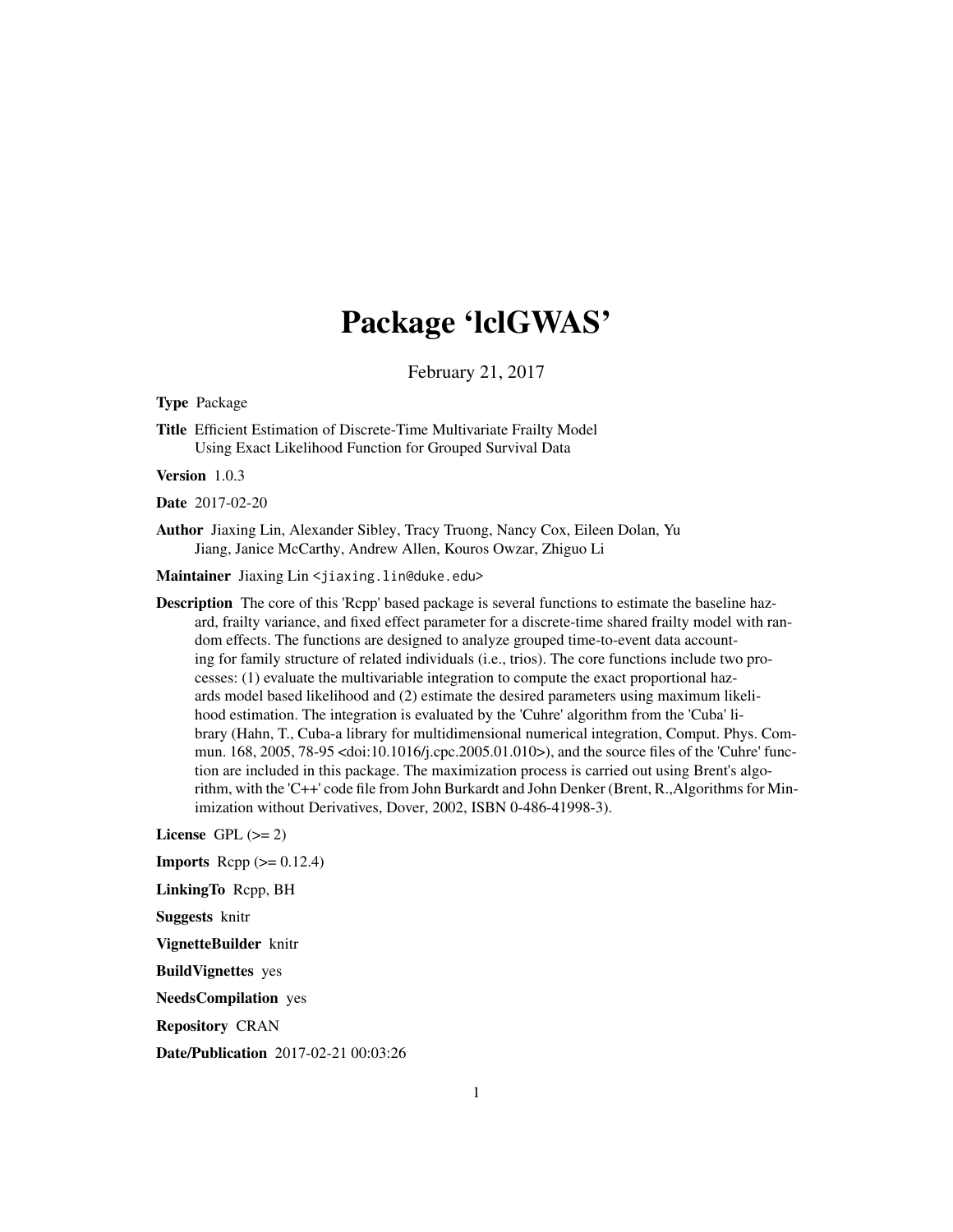# Package 'lclGWAS'

February 21, 2017

**Type** Package

**Title** Efficient Estimation of Discrete-Time Multivariate Frailty Model Using Exact Likelihood Function for Grouped Survival Data

**Version** 1.0.3

**Date** 2017-02-20

**Author** Jiaxing Lin, Alexander Sibley, Tracy Truong, Nancy Cox, Eileen Dolan, Yu Jiang, Janice McCarthy, Andrew Allen, Kouros Owzar, Zhiguo Li

**Maintainer** Jiaxing Lin <jiaxing.lin@duke.edu>

**Description** The core of this 'Rcpp' based package is several functions to estimate the baseline hazard, frailty variance, and fixed effect parameter for a discrete-time shared frailty model with random effects. The functions are designed to analyze grouped time-to-event data accounting for family structure of related individuals (i.e., trios). The core functions include two processes: (1) evaluate the multivariable integration to compute the exact proportional hazards model based likelihood and (2) estimate the desired parameters using maximum likelihood estimation. The integration is evaluated by the 'Cuhre' algorithm from the 'Cuba' library (Hahn, T., Cuba-a library for multidimensional numerical integration, Comput. Phys. Commun. 168, 2005, 78-95 <doi:10.1016/j.cpc.2005.01.010>), and the source files of the 'Cuhre' function are included in this package. The maximization process is carried out using Brent's algorithm, with the 'C++' code file from John Burkardt and John Denker (Brent, R.,Algorithms for Minimization without Derivatives, Dover, 2002, ISBN 0-486-41998-3).

**License** GPL (>= 2)

**Imports** Rcpp (>= 0.12.4)

**LinkingTo** Rcpp, BH

**Suggests** knitr

**VignetteBuilder** knitr

**BuildVignettes** yes

**NeedsCompilation** yes

**Repository** CRAN

**Date/Publication** 2017-02-21 00:03:26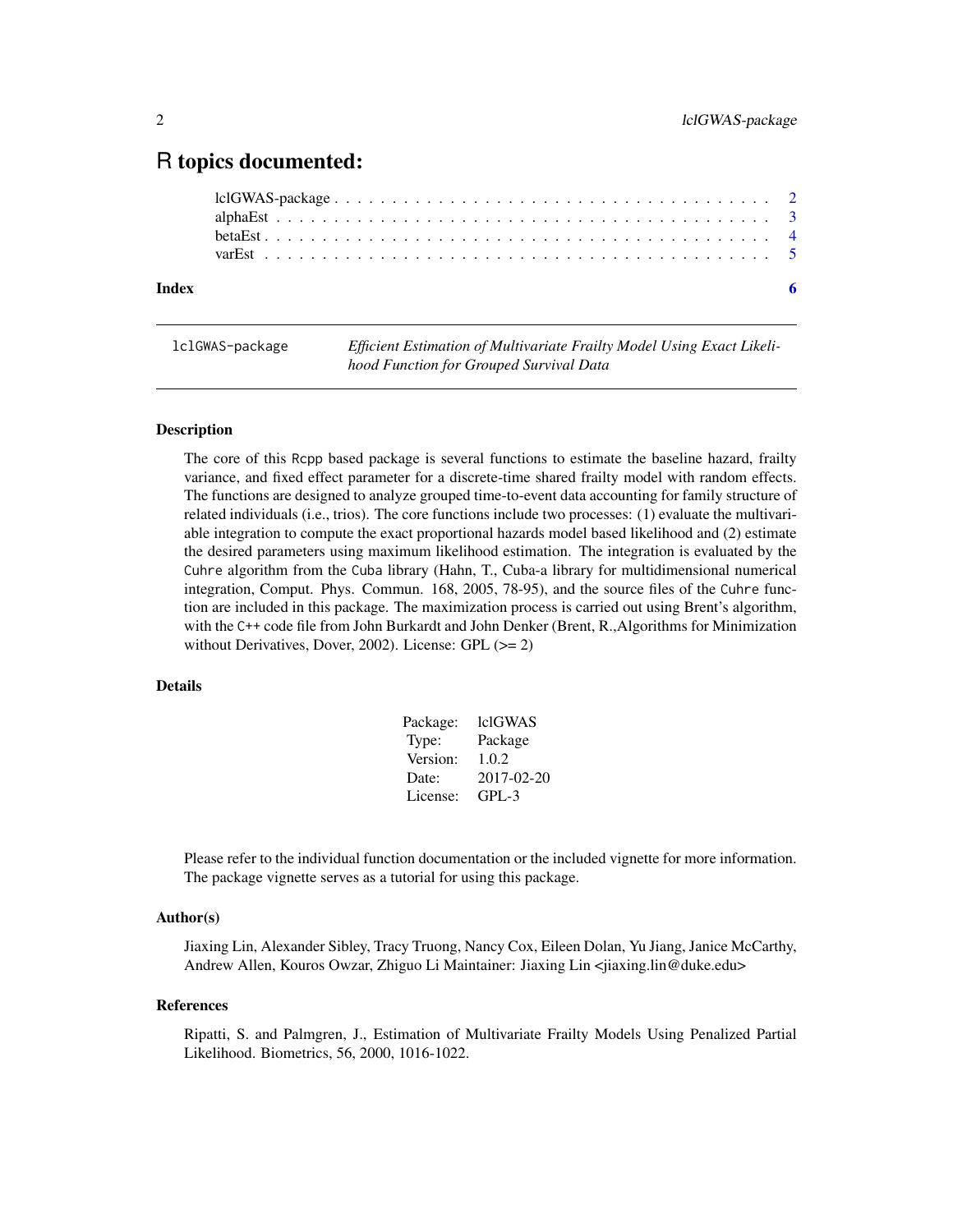# R topics documented:

| | |
|---|---|
| lclGWAS-package | 2 |
| alphaEst | 3 |
| betaEst | 4 |
| varEst | 5 |
| **Index** | **6** |

---

`lclGWAS-package` *Efficient Estimation of Multivariate Frailty Model Using Exact Likelihood Function for Grouped Survival Data*

---

### Description

The core of this `Rcpp` based package is several functions to estimate the baseline hazard, frailty variance, and fixed effect parameter for a discrete-time shared frailty model with random effects. The functions are designed to analyze grouped time-to-event data accounting for family structure of related individuals (i.e., trios). The core functions include two processes: (1) evaluate the multivariable integration to compute the exact proportional hazards model based likelihood and (2) estimate the desired parameters using maximum likelihood estimation. The integration is evaluated by the `Cuhre` algorithm from the `Cuba` library (Hahn, T., Cuba-a library for multidimensional numerical integration, Comput. Phys. Commun. 168, 2005, 78-95), and the source files of the `Cuhre` function are included in this package. The maximization process is carried out using Brent's algorithm, with the `C++` code file from John Burkardt and John Denker (Brent, R.,Algorithms for Minimization without Derivatives, Dover, 2002). License: GPL (>= 2)

### Details

| | |
|---|---|
| Package: | lclGWAS |
| Type: | Package |
| Version: | 1.0.2 |
| Date: | 2017-02-20 |
| License: | GPL-3 |

Please refer to the individual function documentation or the included vignette for more information. The package vignette serves as a tutorial for using this package.

### Author(s)

Jiaxing Lin, Alexander Sibley, Tracy Truong, Nancy Cox, Eileen Dolan, Yu Jiang, Janice McCarthy, Andrew Allen, Kouros Owzar, Zhiguo Li Maintainer: Jiaxing Lin <jiaxing.lin@duke.edu>

### References

Ripatti, S. and Palmgren, J., Estimation of Multivariate Frailty Models Using Penalized Partial Likelihood. Biometrics, 56, 2000, 1016-1022.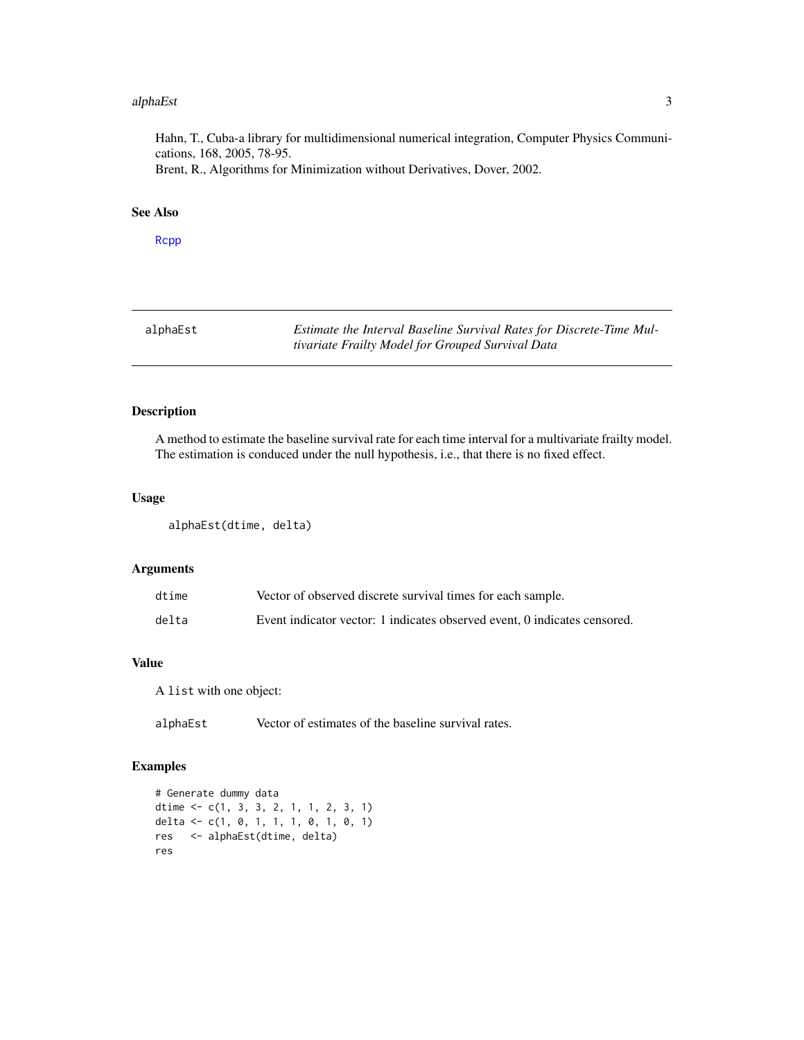Hahn, T., Cuba-a library for multidimensional numerical integration, Computer Physics Communications, 168, 2005, 78-95.
Brent, R., Algorithms for Minimization without Derivatives, Dover, 2002.

### See Also

Rcpp

---

## alphaEst — *Estimate the Interval Baseline Survival Rates for Discrete-Time Multivariate Frailty Model for Grouped Survival Data*

### Description

A method to estimate the baseline survival rate for each time interval for a multivariate frailty model. The estimation is conduced under the null hypothesis, i.e., that there is no fixed effect.

### Usage

```
alphaEst(dtime, delta)
```

### Arguments

| | |
|---|---|
| dtime | Vector of observed discrete survival times for each sample. |
| delta | Event indicator vector: 1 indicates observed event, 0 indicates censored. |

### Value

A list with one object:

| | |
|---|---|
| alphaEst | Vector of estimates of the baseline survival rates. |

### Examples

```
# Generate dummy data
dtime <- c(1, 3, 3, 2, 1, 1, 2, 3, 1)
delta <- c(1, 0, 1, 1, 1, 0, 1, 0, 1)
res   <- alphaEst(dtime, delta)
res
```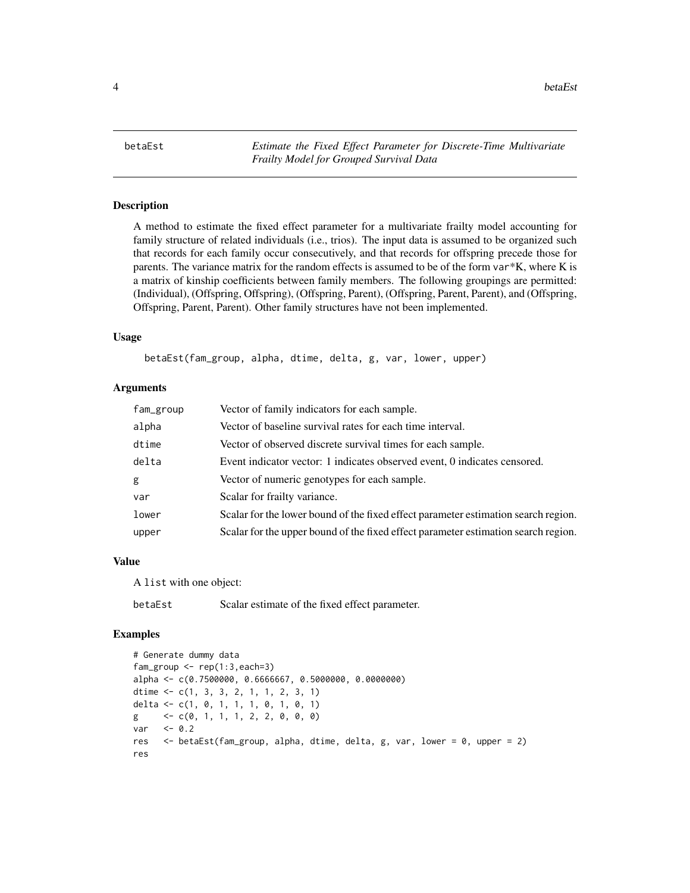# betaEst — *Estimate the Fixed Effect Parameter for Discrete-Time Multivariate Frailty Model for Grouped Survival Data*

## Description

A method to estimate the fixed effect parameter for a multivariate frailty model accounting for family structure of related individuals (i.e., trios). The input data is assumed to be organized such that records for each family occur consecutively, and that records for offspring precede those for parents. The variance matrix for the random effects is assumed to be of the form var*K, where K is a matrix of kinship coefficients between family members. The following groupings are permitted: (Individual), (Offspring, Offspring), (Offspring, Parent), (Offspring, Parent, Parent), and (Offspring, Offspring, Parent, Parent). Other family structures have not been implemented.

## Usage

```
betaEst(fam_group, alpha, dtime, delta, g, var, lower, upper)
```

## Arguments

| | |
|---|---|
| fam_group | Vector of family indicators for each sample. |
| alpha | Vector of baseline survival rates for each time interval. |
| dtime | Vector of observed discrete survival times for each sample. |
| delta | Event indicator vector: 1 indicates observed event, 0 indicates censored. |
| g | Vector of numeric genotypes for each sample. |
| var | Scalar for frailty variance. |
| lower | Scalar for the lower bound of the fixed effect parameter estimation search region. |
| upper | Scalar for the upper bound of the fixed effect parameter estimation search region. |

## Value

A list with one object:

| | |
|---|---|
| betaEst | Scalar estimate of the fixed effect parameter. |

## Examples

```
# Generate dummy data
fam_group <- rep(1:3,each=3)
alpha <- c(0.7500000, 0.6666667, 0.5000000, 0.0000000)
dtime <- c(1, 3, 3, 2, 1, 1, 2, 3, 1)
delta <- c(1, 0, 1, 1, 1, 0, 1, 0, 1)
g     <- c(0, 1, 1, 1, 2, 2, 0, 0, 0)
var   <- 0.2
res   <- betaEst(fam_group, alpha, dtime, delta, g, var, lower = 0, upper = 2)
res
```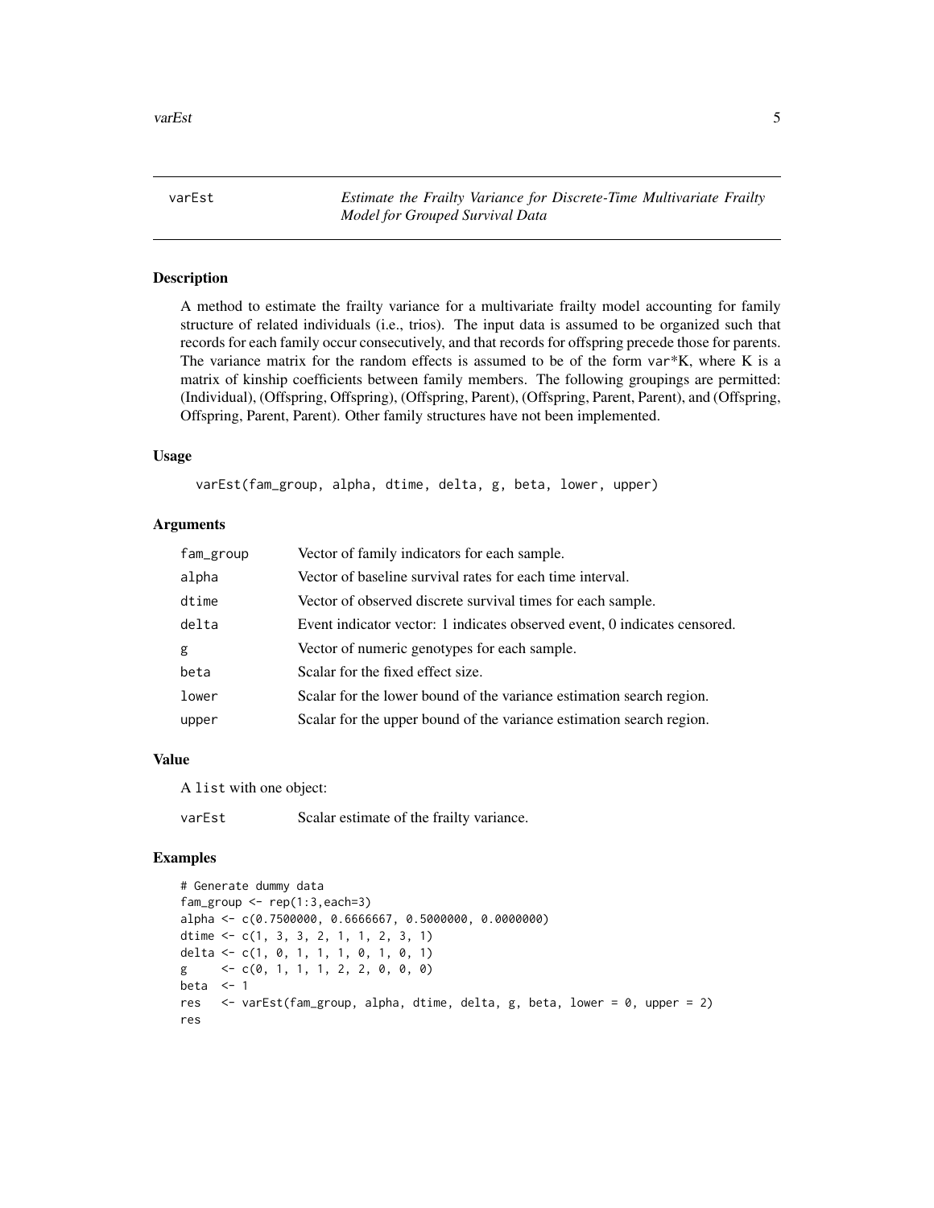# varEst — *Estimate the Frailty Variance for Discrete-Time Multivariate Frailty Model for Grouped Survival Data*

## Description

A method to estimate the frailty variance for a multivariate frailty model accounting for family structure of related individuals (i.e., trios). The input data is assumed to be organized such that records for each family occur consecutively, and that records for offspring precede those for parents. The variance matrix for the random effects is assumed to be of the form `var`*K, where K is a matrix of kinship coefficients between family members. The following groupings are permitted: (Individual), (Offspring, Offspring), (Offspring, Parent), (Offspring, Parent, Parent), and (Offspring, Offspring, Parent, Parent). Other family structures have not been implemented.

## Usage

```
varEst(fam_group, alpha, dtime, delta, g, beta, lower, upper)
```

## Arguments

| Argument | Description |
|---|---|
| `fam_group` | Vector of family indicators for each sample. |
| `alpha` | Vector of baseline survival rates for each time interval. |
| `dtime` | Vector of observed discrete survival times for each sample. |
| `delta` | Event indicator vector: 1 indicates observed event, 0 indicates censored. |
| `g` | Vector of numeric genotypes for each sample. |
| `beta` | Scalar for the fixed effect size. |
| `lower` | Scalar for the lower bound of the variance estimation search region. |
| `upper` | Scalar for the upper bound of the variance estimation search region. |

## Value

A `list` with one object:

| | |
|---|---|
| `varEst` | Scalar estimate of the frailty variance. |

## Examples

```
# Generate dummy data
fam_group <- rep(1:3,each=3)
alpha <- c(0.7500000, 0.6666667, 0.5000000, 0.0000000)
dtime <- c(1, 3, 3, 2, 1, 1, 2, 3, 1)
delta <- c(1, 0, 1, 1, 1, 0, 1, 0, 1)
g     <- c(0, 1, 1, 1, 2, 2, 0, 0, 0)
beta  <- 1
res   <- varEst(fam_group, alpha, dtime, delta, g, beta, lower = 0, upper = 2)
res
```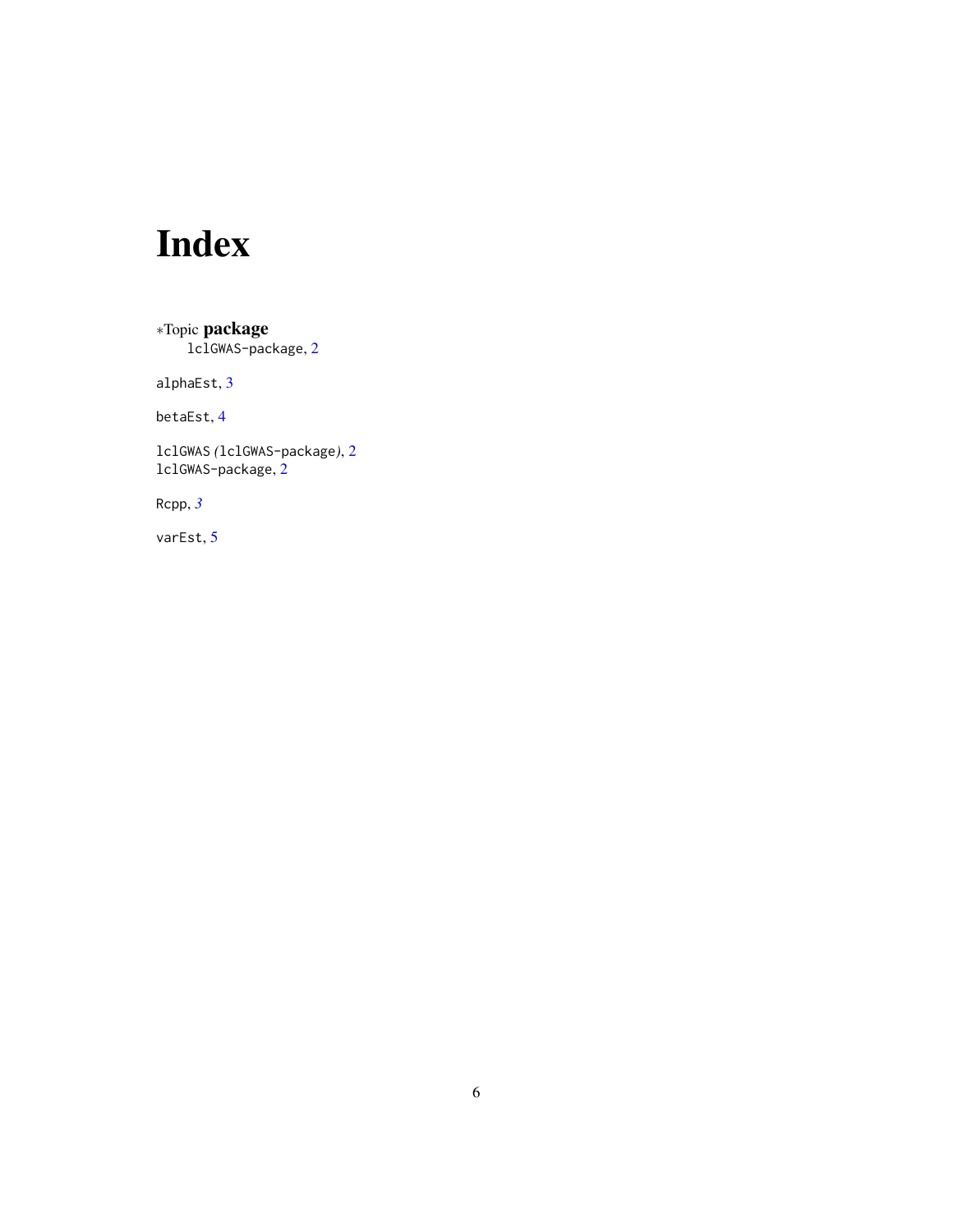# Index

*Topic **package**
    lclGWAS-package, 2

alphaEst, 3

betaEst, 4

lclGWAS (lclGWAS-package), 2
lclGWAS-package, 2

Rcpp, *3*

varEst, 5